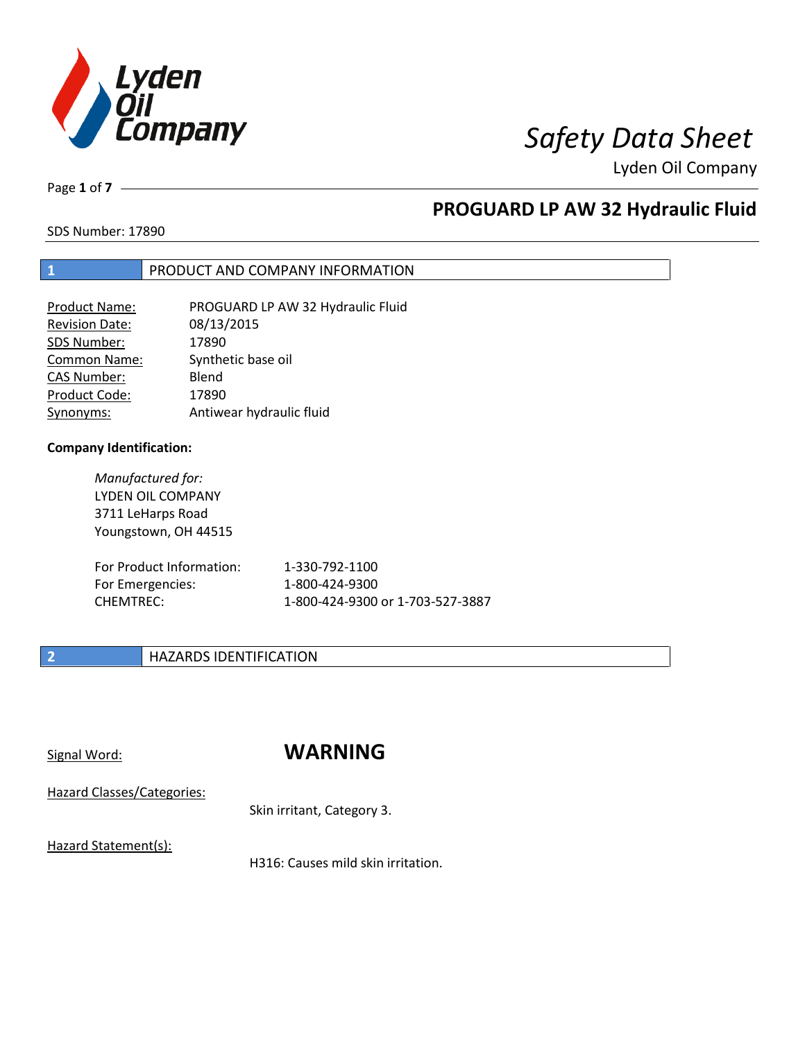# Safety Data Sheet

Lyden Oil Company

## PROGUARD LP AW 32 Hydraulic Fluid

SDS Number: 17890

## 1 PRODUCT AND COMPANY INFORMATION

| | |
|---|---|
| Product Name: | PROGUARD LP AW 32 Hydraulic Fluid |
| Revision Date: | 08/13/2015 |
| SDS Number: | 17890 |
| Common Name: | Synthetic base oil |
| CAS Number: | Blend |
| Product Code: | 17890 |
| Synonyms: | Antiwear hydraulic fluid |

**Company Identification:**

*Manufactured for:*
LYDEN OIL COMPANY
3711 LeHarps Road
Youngstown, OH 44515

| | |
|---|---|
| For Product Information: | 1-330-792-1100 |
| For Emergencies: | 1-800-424-9300 |
| CHEMTREC: | 1-800-424-9300 or 1-703-527-3887 |

## 2 HAZARDS IDENTIFICATION

Signal Word: **WARNING**

Hazard Classes/Categories:

Skin irritant, Category 3.

Hazard Statement(s):

H316: Causes mild skin irritation.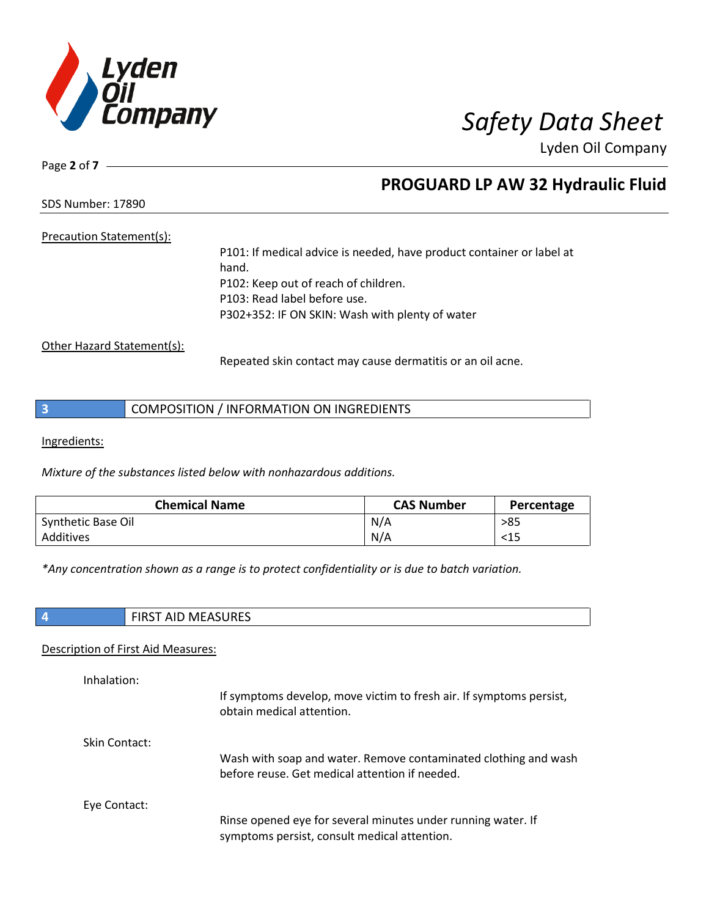**PROGUARD LP AW 32 Hydraulic Fluid**

SDS Number: 17890

Precation Statement(s):

P101: If medical advice is needed, have product container or label at hand.
P102: Keep out of reach of children.
P103: Read label before use.
P302+352: IF ON SKIN: Wash with plenty of water

Other Hazard Statement(s):

Repeated skin contact may cause dermatitis or an oil acne.

## 3 COMPOSITION / INFORMATION ON INGREDIENTS

Ingredients:

*Mixture of the substances listed below with nonhazardous additions.*

| Chemical Name | CAS Number | Percentage |
|---|---|---|
| Synthetic Base Oil | N/A | >85 |
| Additives | N/A | <15 |

*\*Any concentration shown as a range is to protect confidentiality or is due to batch variation.*

## 4 FIRST AID MEASURES

Description of First Aid Measures:

Inhalation:

If symptoms develop, move victim to fresh air. If symptoms persist, obtain medical attention.

Skin Contact:

Wash with soap and water. Remove contaminated clothing and wash before reuse. Get medical attention if needed.

Eye Contact:

Rinse opened eye for several minutes under running water. If symptoms persist, consult medical attention.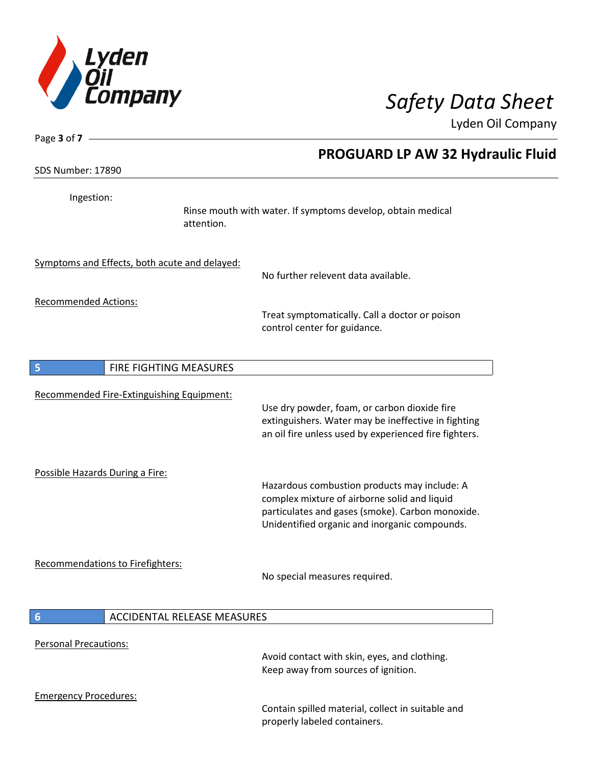Ingestion:

Rinse mouth with water. If symptoms develop, obtain medical attention.

Symptoms and Effects, both acute and delayed:

No further relevent data available.

Recommended Actions:

Treat symptomatically. Call a doctor or poison control center for guidance.

## 5 FIRE FIGHTING MEASURES

Recommended Fire-Extinguishing Equipment:

Use dry powder, foam, or carbon dioxide fire extinguishers. Water may be ineffective in fighting an oil fire unless used by experienced fire fighters.

Possible Hazards During a Fire:

Hazardous combustion products may include: A complex mixture of airborne solid and liquid particulates and gases (smoke). Carbon monoxide. Unidentified organic and inorganic compounds.

Recommendations to Firefighters:

No special measures required.

## 6 ACCIDENTAL RELEASE MEASURES

Personal Precautions:

Avoid contact with skin, eyes, and clothing. Keep away from sources of ignition.

Emergency Procedures:

Contain spilled material, collect in suitable and properly labeled containers.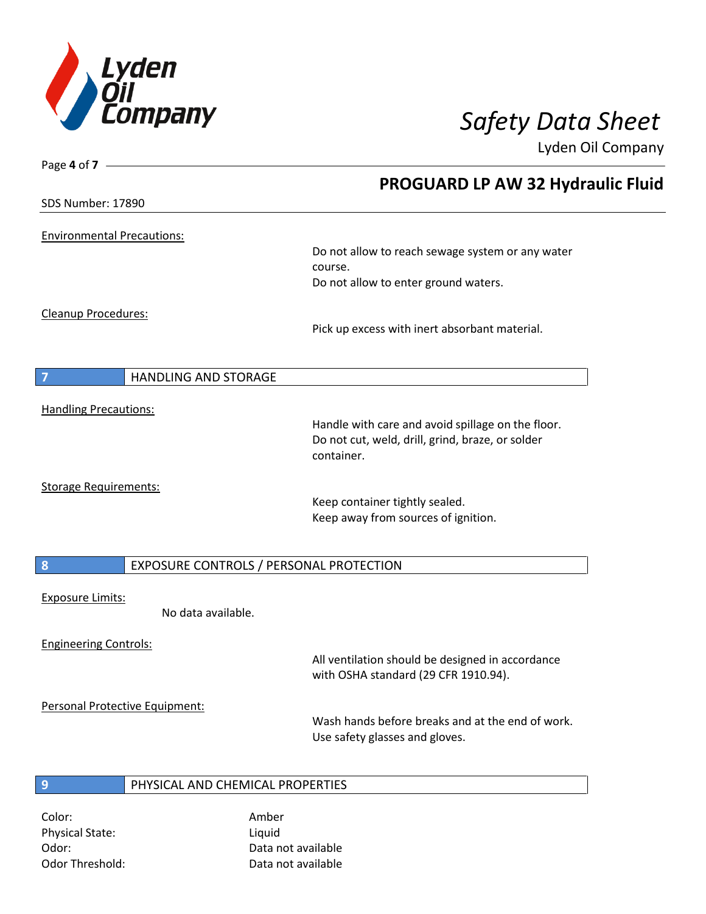Environmental Precautions:

Do not allow to reach sewage system or any water course.
Do not allow to enter ground waters.

Cleanup Procedures:

Pick up excess with inert absorbant material.

## 7 HANDLING AND STORAGE

Handling Precautions:

Handle with care and avoid spillage on the floor.
Do not cut, weld, drill, grind, braze, or solder container.

Storage Requirements:

Keep container tightly sealed.
Keep away from sources of ignition.

## 8 EXPOSURE CONTROLS / PERSONAL PROTECTION

Exposure Limits:

No data available.

Engineering Controls:

All ventilation should be designed in accordance with OSHA standard (29 CFR 1910.94).

Personal Protective Equipment:

Wash hands before breaks and at the end of work.
Use safety glasses and gloves.

## 9 PHYSICAL AND CHEMICAL PROPERTIES

| | |
|---|---|
| Color: | Amber |
| Physical State: | Liquid |
| Odor: | Data not available |
| Odor Threshold: | Data not available |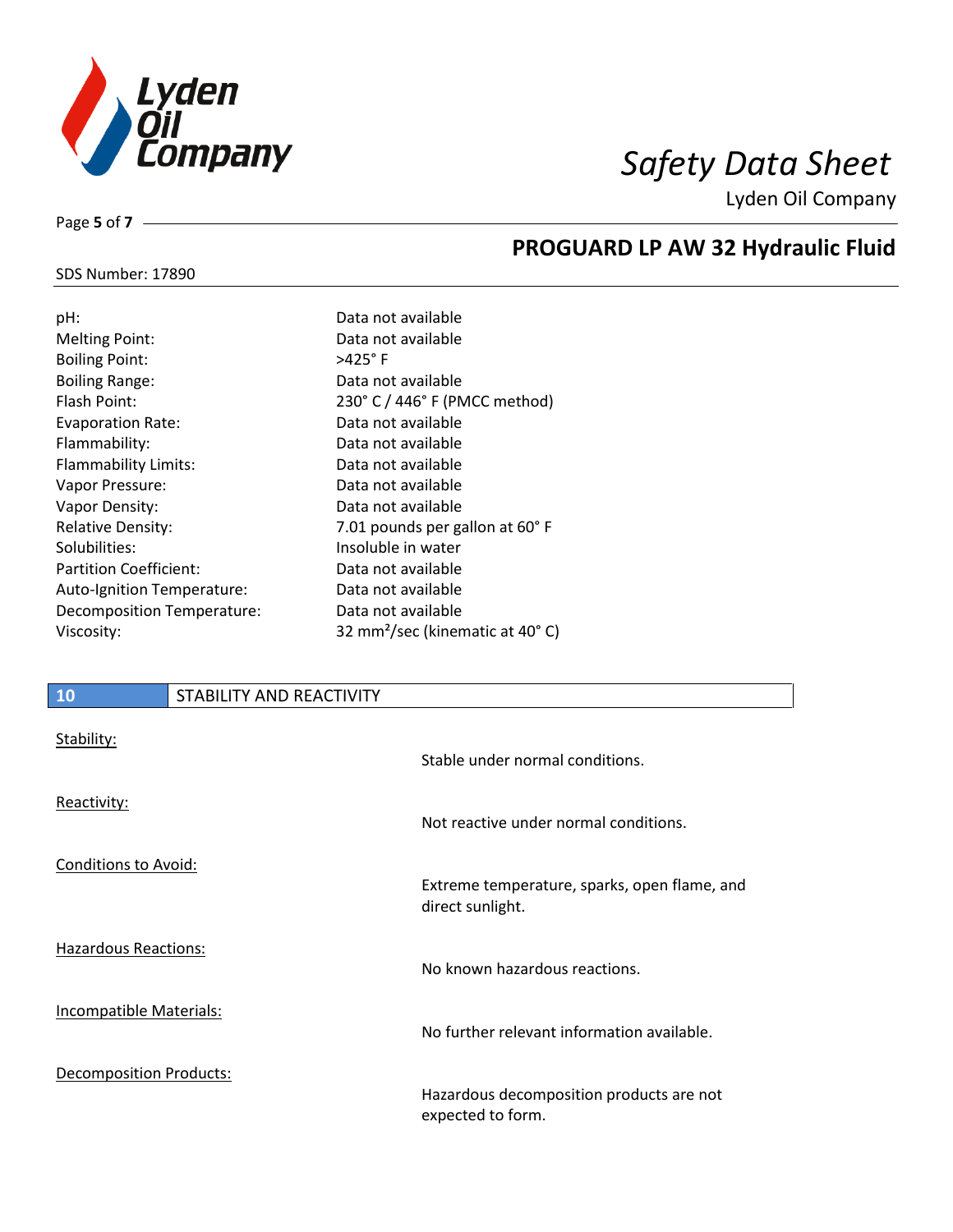| | |
|---|---|
| pH: | Data not available |
| Melting Point: | Data not available |
| Boiling Point: | >425° F |
| Boiling Range: | Data not available |
| Flash Point: | 230° C / 446° F (PMCC method) |
| Evaporation Rate: | Data not available |
| Flammability: | Data not available |
| Flammability Limits: | Data not available |
| Vapor Pressure: | Data not available |
| Vapor Density: | Data not available |
| Relative Density: | 7.01 pounds per gallon at 60° F |
| Solubilities: | Insoluble in water |
| Partition Coefficient: | Data not available |
| Auto-Ignition Temperature: | Data not available |
| Decomposition Temperature: | Data not available |
| Viscosity: | 32 $mm^2$/sec (kinematic at 40° C) |

## 10 STABILITY AND REACTIVITY

| | |
|---|---|
| Stability: | Stable under normal conditions. |
| Reactivity: | Not reactive under normal conditions. |
| Conditions to Avoid: | Extreme temperature, sparks, open flame, and direct sunlight. |
| Hazardous Reactions: | No known hazardous reactions. |
| Incompatible Materials: | No further relevant information available. |
| Decomposition Products: | Hazardous decomposition products are not expected to form. |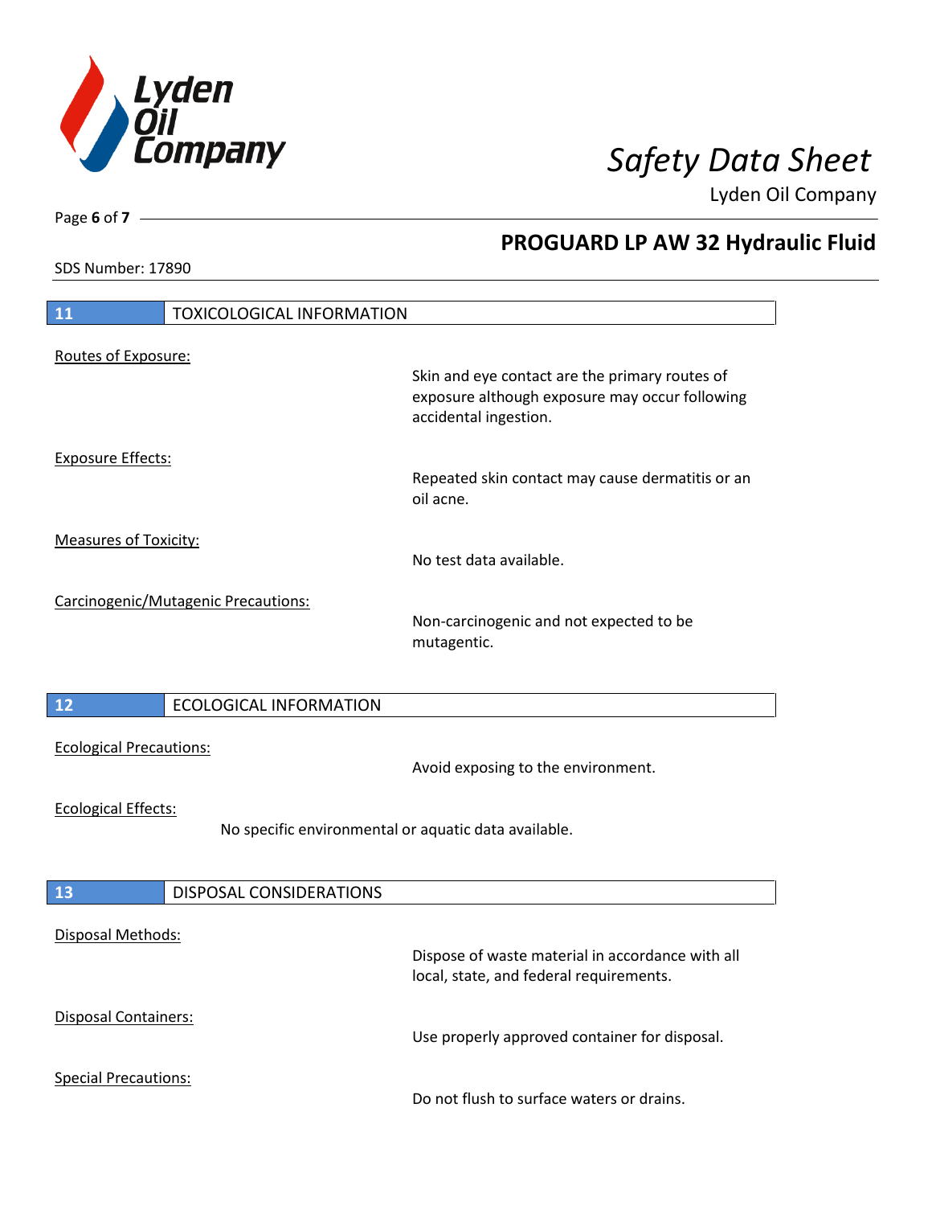## 11 TOXICOLOGICAL INFORMATION

Routes of Exposure:

Skin and eye contact are the primary routes of exposure although exposure may occur following accidental ingestion.

Exposure Effects:

Repeated skin contact may cause dermatitis or an oil acne.

Measures of Toxicity:

No test data available.

Carcinogenic/Mutagenic Precautions:

Non-carcinogenic and not expected to be mutagentic.

## 12 ECOLOGICAL INFORMATION

Ecological Precautions:

Avoid exposing to the environment.

Ecological Effects:

No specific environmental or aquatic data available.

## 13 DISPOSAL CONSIDERATIONS

Disposal Methods:

Dispose of waste material in accordance with all local, state, and federal requirements.

Disposal Containers:

Use properly approved container for disposal.

Special Precautions:

Do not flush to surface waters or drains.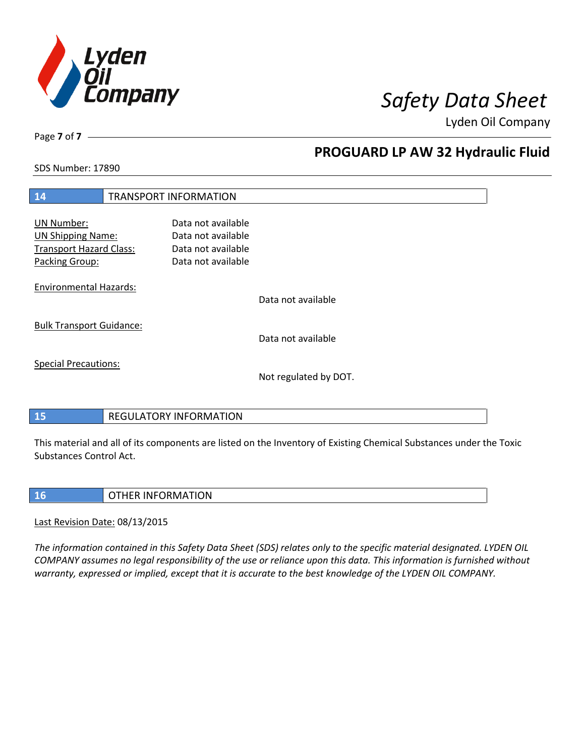## 14 TRANSPORT INFORMATION

| | |
|---|---|
| UN Number: | Data not available |
| UN Shipping Name: | Data not available |
| Transport Hazard Class: | Data not available |
| Packing Group: | Data not available |

Environmental Hazards:

Data not available

Bulk Transport Guidance:

Data not available

Special Precautions:

Not regulated by DOT.

## 15 REGULATORY INFORMATION

This material and all of its components are listed on the Inventory of Existing Chemical Substances under the Toxic Substances Control Act.

## 16 OTHER INFORMATION

Last Revision Date: 08/13/2015

*The information contained in this Safety Data Sheet (SDS) relates only to the specific material designated. LYDEN OIL COMPANY assumes no legal responsibility of the use or reliance upon this data. This information is furnished without warranty, expressed or implied, except that it is accurate to the best knowledge of the LYDEN OIL COMPANY.*